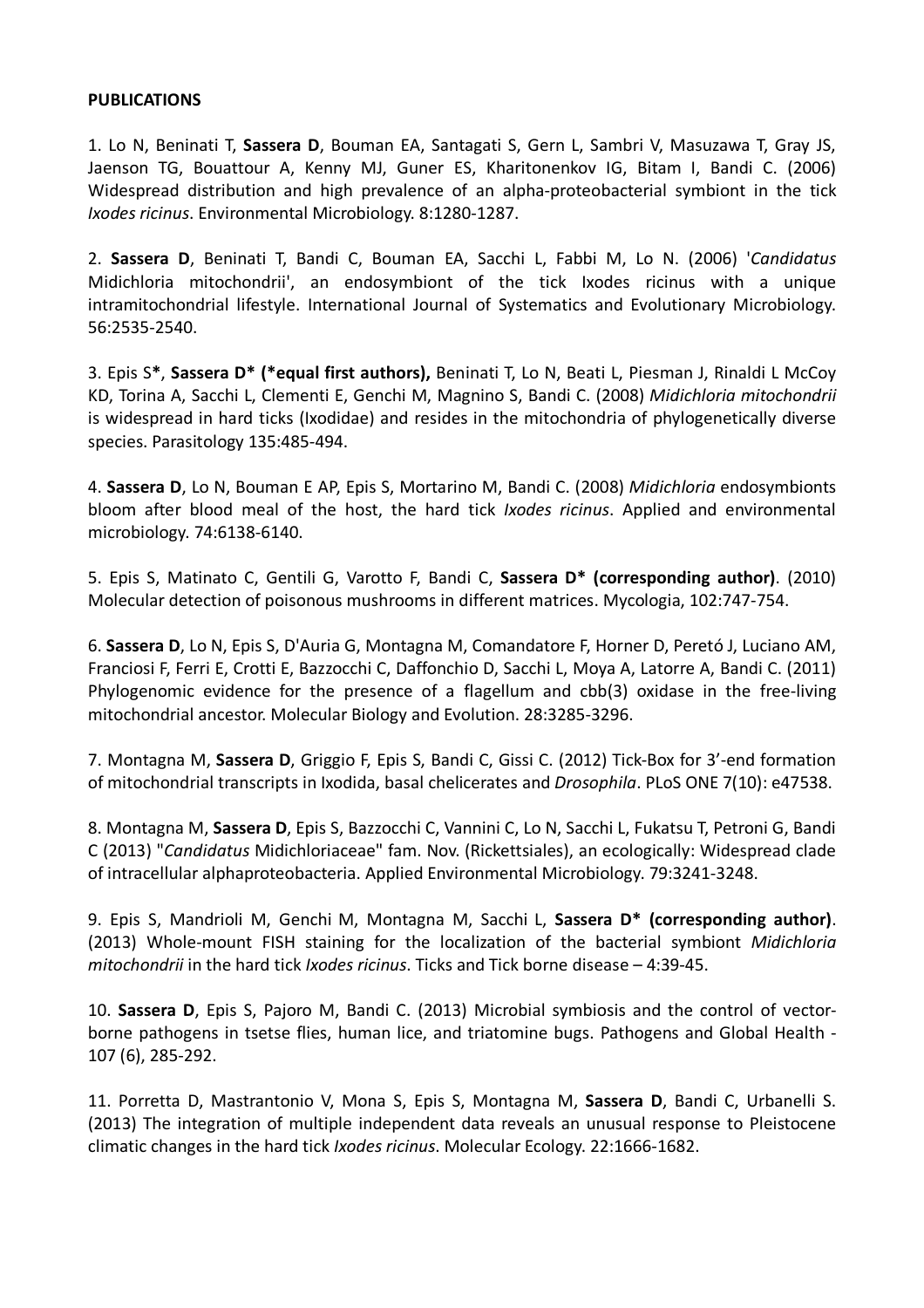**PUBLICATIONS**

1. Lo N, Beninati T, **Sassera D**, Bouman EA, Santagati S, Gern L, Sambri V, Masuzawa T, Gray JS, Jaenson TG, Bouattour A, Kenny MJ, Guner ES, Kharitonenkov IG, Bitam I, Bandi C. (2006) Widespread distribution and high prevalence of an alpha-proteobacterial symbiont in the tick *Ixodes ricinus*. Environmental Microbiology. 8:1280-1287.

2. **Sassera D**, Beninati T, Bandi C, Bouman EA, Sacchi L, Fabbi M, Lo N. (2006) '*Candidatus* Midichloria mitochondrii', an endosymbiont of the tick Ixodes ricinus with a unique intramitochondrial lifestyle. International Journal of Systematics and Evolutionary Microbiology. 56:2535-2540.

3. Epis S**\***, **Sassera D\* (\*equal first authors),** Beninati T, Lo N, Beati L, Piesman J, Rinaldi L McCoy KD, Torina A, Sacchi L, Clementi E, Genchi M, Magnino S, Bandi C. (2008) *Midichloria mitochondrii* is widespread in hard ticks (Ixodidae) and resides in the mitochondria of phylogenetically diverse species. Parasitology 135:485-494.

4. **Sassera D**, Lo N, Bouman E AP, Epis S, Mortarino M, Bandi C. (2008) *Midichloria* endosymbionts bloom after blood meal of the host, the hard tick *Ixodes ricinus*. Applied and environmental microbiology. 74:6138-6140.

5. Epis S, Matinato C, Gentili G, Varotto F, Bandi C, **Sassera D\* (corresponding author)**. (2010) Molecular detection of poisonous mushrooms in different matrices. Mycologia, 102:747-754.

6. **Sassera D**, Lo N, Epis S, D'Auria G, Montagna M, Comandatore F, Horner D, Peretó J, Luciano AM, Franciosi F, Ferri E, Crotti E, Bazzocchi C, Daffonchio D, Sacchi L, Moya A, Latorre A, Bandi C. (2011) Phylogenomic evidence for the presence of a flagellum and cbb(3) oxidase in the free-living mitochondrial ancestor. Molecular Biology and Evolution. 28:3285-3296.

7. Montagna M, **Sassera D**, Griggio F, Epis S, Bandi C, Gissi C. (2012) Tick-Box for 3'-end formation of mitochondrial transcripts in Ixodida, basal chelicerates and *Drosophila*. PLoS ONE 7(10): e47538.

8. Montagna M, **Sassera D**, Epis S, Bazzocchi C, Vannini C, Lo N, Sacchi L, Fukatsu T, Petroni G, Bandi C (2013) "*Candidatus* Midichloriaceae" fam. Nov. (Rickettsiales), an ecologically: Widespread clade of intracellular alphaproteobacteria. Applied Environmental Microbiology. 79:3241-3248.

9. Epis S, Mandrioli M, Genchi M, Montagna M, Sacchi L, **Sassera D\* (corresponding author)**. (2013) Whole-mount FISH staining for the localization of the bacterial symbiont *Midichloria mitochondrii* in the hard tick *Ixodes ricinus*. Ticks and Tick borne disease – 4:39-45.

10. **Sassera D**, Epis S, Pajoro M, Bandi C. (2013) Microbial symbiosis and the control of vector-borne pathogens in tsetse flies, human lice, and triatomine bugs. Pathogens and Global Health - 107 (6), 285-292.

11. Porretta D, Mastrantonio V, Mona S, Epis S, Montagna M, **Sassera D**, Bandi C, Urbanelli S. (2013) The integration of multiple independent data reveals an unusual response to Pleistocene climatic changes in the hard tick *Ixodes ricinus*. Molecular Ecology. 22:1666-1682.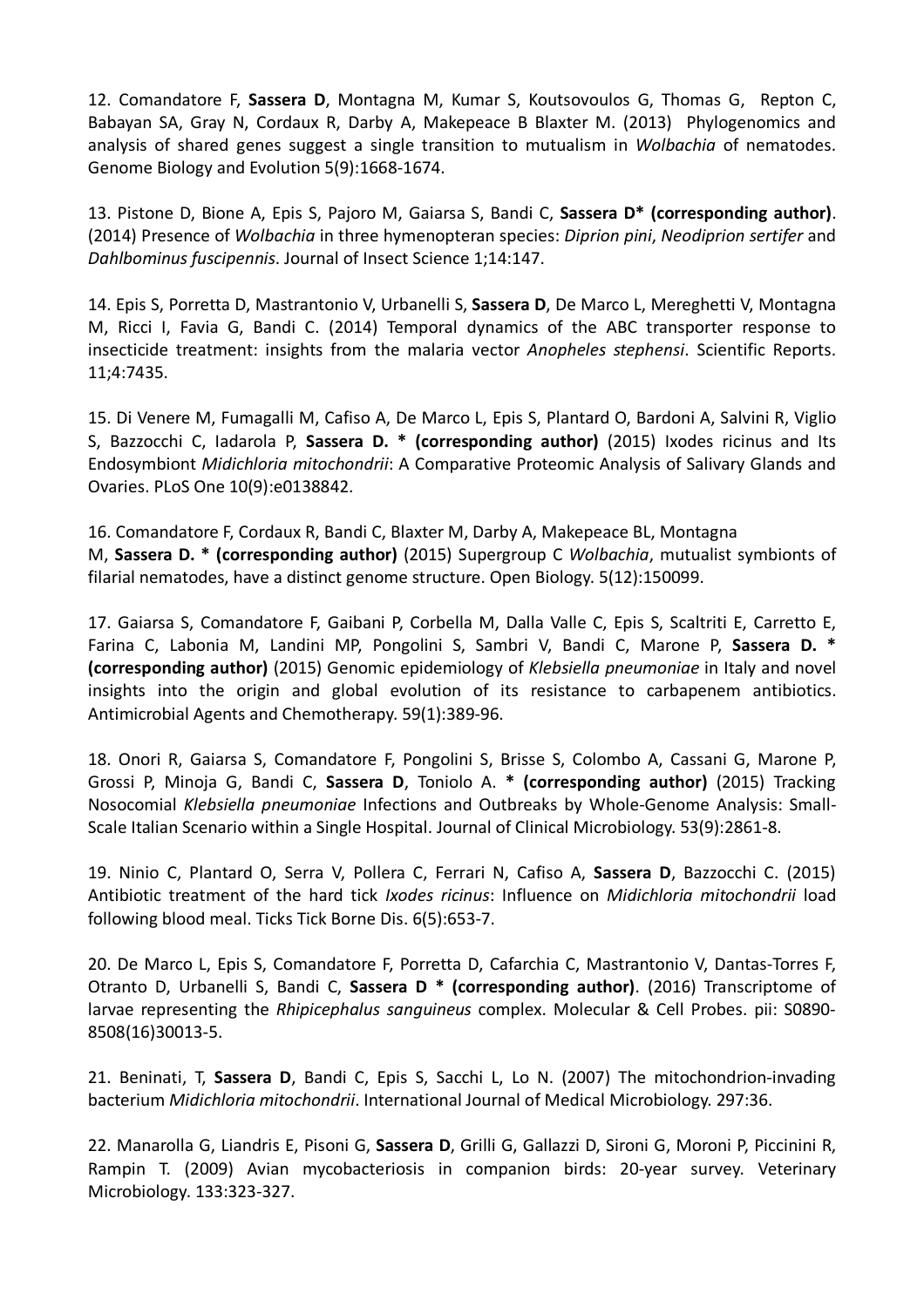12. Comandatore F, **Sassera D**, Montagna M, Kumar S, Koutsovoulos G, Thomas G, Repton C, Babayan SA, Gray N, Cordaux R, Darby A, Makepeace B Blaxter M. (2013) Phylogenomics and analysis of shared genes suggest a single transition to mutualism in *Wolbachia* of nematodes. Genome Biology and Evolution 5(9):1668-1674.

13. Pistone D, Bione A, Epis S, Pajoro M, Gaiarsa S, Bandi C, **Sassera D* (corresponding author)**. (2014) Presence of *Wolbachia* in three hymenopteran species: *Diprion pini*, *Neodiprion sertifer* and *Dahlbominus fuscipennis*. Journal of Insect Science 1;14:147.

14. Epis S, Porretta D, Mastrantonio V, Urbanelli S, **Sassera D**, De Marco L, Mereghetti V, Montagna M, Ricci I, Favia G, Bandi C. (2014) Temporal dynamics of the ABC transporter response to insecticide treatment: insights from the malaria vector *Anopheles stephensi*. Scientific Reports. 11;4:7435.

15. Di Venere M, Fumagalli M, Cafiso A, De Marco L, Epis S, Plantard O, Bardoni A, Salvini R, Viglio S, Bazzocchi C, Iadarola P, **Sassera D. * (corresponding author)** (2015) Ixodes ricinus and Its Endosymbiont *Midichloria mitochondrii*: A Comparative Proteomic Analysis of Salivary Glands and Ovaries. PLoS One 10(9):e0138842.

16. Comandatore F, Cordaux R, Bandi C, Blaxter M, Darby A, Makepeace BL, Montagna M, **Sassera D. * (corresponding author)** (2015) Supergroup C *Wolbachia*, mutualist symbionts of filarial nematodes, have a distinct genome structure. Open Biology. 5(12):150099.

17. Gaiarsa S, Comandatore F, Gaibani P, Corbella M, Dalla Valle C, Epis S, Scaltriti E, Carretto E, Farina C, Labonia M, Landini MP, Pongolini S, Sambri V, Bandi C, Marone P, **Sassera D. * (corresponding author)** (2015) Genomic epidemiology of *Klebsiella pneumoniae* in Italy and novel insights into the origin and global evolution of its resistance to carbapenem antibiotics. Antimicrobial Agents and Chemotherapy. 59(1):389-96.

18. Onori R, Gaiarsa S, Comandatore F, Pongolini S, Brisse S, Colombo A, Cassani G, Marone P, Grossi P, Minoja G, Bandi C, **Sassera D**, Toniolo A. **\* (corresponding author)** (2015) Tracking Nosocomial *Klebsiella pneumoniae* Infections and Outbreaks by Whole-Genome Analysis: Small-Scale Italian Scenario within a Single Hospital. Journal of Clinical Microbiology. 53(9):2861-8.

19. Ninio C, Plantard O, Serra V, Pollera C, Ferrari N, Cafiso A, **Sassera D**, Bazzocchi C. (2015) Antibiotic treatment of the hard tick *Ixodes ricinus*: Influence on *Midichloria mitochondrii* load following blood meal. Ticks Tick Borne Dis. 6(5):653-7.

20. De Marco L, Epis S, Comandatore F, Porretta D, Cafarchia C, Mastrantonio V, Dantas-Torres F, Otranto D, Urbanelli S, Bandi C, **Sassera D * (corresponding author)**. (2016) Transcriptome of larvae representing the *Rhipicephalus sanguineus* complex. Molecular & Cell Probes. pii: S0890-8508(16)30013-5.

21. Beninati, T, **Sassera D**, Bandi C, Epis S, Sacchi L, Lo N. (2007) The mitochondrion-invading bacterium *Midichloria mitochondrii*. International Journal of Medical Microbiology. 297:36.

22. Manarolla G, Liandris E, Pisoni G, **Sassera D**, Grilli G, Gallazzi D, Sironi G, Moroni P, Piccinini R, Rampin T. (2009) Avian mycobacteriosis in companion birds: 20-year survey. Veterinary Microbiology. 133:323-327.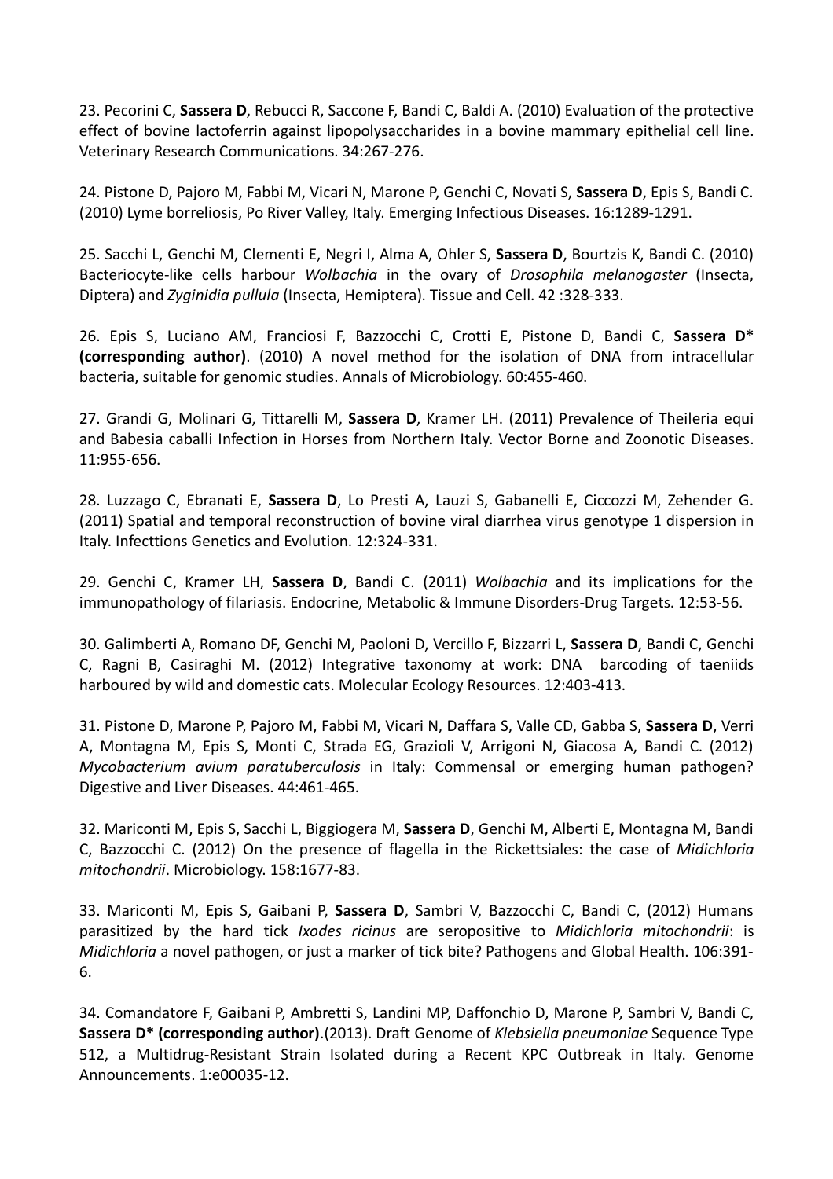23. Pecorini C, **Sassera D**, Rebucci R, Saccone F, Bandi C, Baldi A. (2010) Evaluation of the protective effect of bovine lactoferrin against lipopolysaccharides in a bovine mammary epithelial cell line. Veterinary Research Communications. 34:267-276.

24. Pistone D, Pajoro M, Fabbi M, Vicari N, Marone P, Genchi C, Novati S, **Sassera D**, Epis S, Bandi C. (2010) Lyme borreliosis, Po River Valley, Italy. Emerging Infectious Diseases. 16:1289-1291.

25. Sacchi L, Genchi M, Clementi E, Negri I, Alma A, Ohler S, **Sassera D**, Bourtzis K, Bandi C. (2010) Bacteriocyte-like cells harbour *Wolbachia* in the ovary of *Drosophila melanogaster* (Insecta, Diptera) and *Zyginidia pullula* (Insecta, Hemiptera). Tissue and Cell. 42 :328-333.

26. Epis S, Luciano AM, Franciosi F, Bazzocchi C, Crotti E, Pistone D, Bandi C, **Sassera D\* (corresponding author)**. (2010) A novel method for the isolation of DNA from intracellular bacteria, suitable for genomic studies. Annals of Microbiology. 60:455-460.

27. Grandi G, Molinari G, Tittarelli M, **Sassera D**, Kramer LH. (2011) Prevalence of Theileria equi and Babesia caballi Infection in Horses from Northern Italy. Vector Borne and Zoonotic Diseases. 11:955-656.

28. Luzzago C, Ebranati E, **Sassera D**, Lo Presti A, Lauzi S, Gabanelli E, Ciccozzi M, Zehender G. (2011) Spatial and temporal reconstruction of bovine viral diarrhea virus genotype 1 dispersion in Italy. Infecttions Genetics and Evolution. 12:324-331.

29. Genchi C, Kramer LH, **Sassera D**, Bandi C. (2011) *Wolbachia* and its implications for the immunopathology of filariasis. Endocrine, Metabolic & Immune Disorders-Drug Targets. 12:53-56.

30. Galimberti A, Romano DF, Genchi M, Paoloni D, Vercillo F, Bizzarri L, **Sassera D**, Bandi C, Genchi C, Ragni B, Casiraghi M. (2012) Integrative taxonomy at work: DNA barcoding of taeniids harboured by wild and domestic cats. Molecular Ecology Resources. 12:403-413.

31. Pistone D, Marone P, Pajoro M, Fabbi M, Vicari N, Daffara S, Valle CD, Gabba S, **Sassera D**, Verri A, Montagna M, Epis S, Monti C, Strada EG, Grazioli V, Arrigoni N, Giacosa A, Bandi C. (2012) *Mycobacterium avium paratuberculosis* in Italy: Commensal or emerging human pathogen? Digestive and Liver Diseases. 44:461-465.

32. Mariconti M, Epis S, Sacchi L, Biggiogera M, **Sassera D**, Genchi M, Alberti E, Montagna M, Bandi C, Bazzocchi C. (2012) On the presence of flagella in the Rickettsiales: the case of *Midichloria mitochondrii*. Microbiology. 158:1677-83.

33. Mariconti M, Epis S, Gaibani P, **Sassera D**, Sambri V, Bazzocchi C, Bandi C, (2012) Humans parasitized by the hard tick *Ixodes ricinus* are seropositive to *Midichloria mitochondrii*: is *Midichloria* a novel pathogen, or just a marker of tick bite? Pathogens and Global Health. 106:391-6.

34. Comandatore F, Gaibani P, Ambretti S, Landini MP, Daffonchio D, Marone P, Sambri V, Bandi C, **Sassera D\* (corresponding author)**.(2013). Draft Genome of *Klebsiella pneumoniae* Sequence Type 512, a Multidrug-Resistant Strain Isolated during a Recent KPC Outbreak in Italy. Genome Announcements. 1:e00035-12.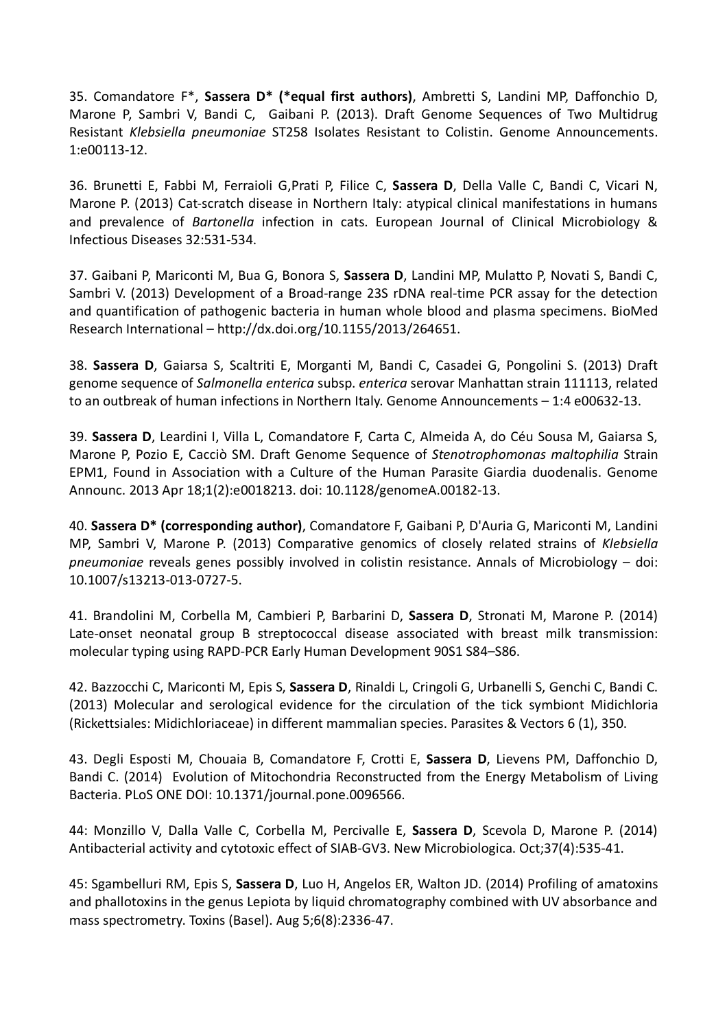35. Comandatore F*, **Sassera D* (*equal first authors)**, Ambretti S, Landini MP, Daffonchio D, Marone P, Sambri V, Bandi C, Gaibani P. (2013). Draft Genome Sequences of Two Multidrug Resistant *Klebsiella pneumoniae* ST258 Isolates Resistant to Colistin. Genome Announcements. 1:e00113-12.

36. Brunetti E, Fabbi M, Ferraioli G,Prati P, Filice C, **Sassera D**, Della Valle C, Bandi C, Vicari N, Marone P. (2013) Cat-scratch disease in Northern Italy: atypical clinical manifestations in humans and prevalence of *Bartonella* infection in cats. European Journal of Clinical Microbiology & Infectious Diseases 32:531-534.

37. Gaibani P, Mariconti M, Bua G, Bonora S, **Sassera D**, Landini MP, Mulatto P, Novati S, Bandi C, Sambri V. (2013) Development of a Broad-range 23S rDNA real-time PCR assay for the detection and quantification of pathogenic bacteria in human whole blood and plasma specimens. BioMed Research International – http://dx.doi.org/10.1155/2013/264651.

38. **Sassera D**, Gaiarsa S, Scaltriti E, Morganti M, Bandi C, Casadei G, Pongolini S. (2013) Draft genome sequence of *Salmonella enterica* subsp. *enterica* serovar Manhattan strain 111113, related to an outbreak of human infections in Northern Italy. Genome Announcements – 1:4 e00632-13.

39. **Sassera D**, Leardini I, Villa L, Comandatore F, Carta C, Almeida A, do Céu Sousa M, Gaiarsa S, Marone P, Pozio E, Cacciò SM. Draft Genome Sequence of *Stenotrophomonas maltophilia* Strain EPM1, Found in Association with a Culture of the Human Parasite Giardia duodenalis. Genome Announc. 2013 Apr 18;1(2):e0018213. doi: 10.1128/genomeA.00182-13.

40. **Sassera D* (corresponding author)**, Comandatore F, Gaibani P, D'Auria G, Mariconti M, Landini MP, Sambri V, Marone P. (2013) Comparative genomics of closely related strains of *Klebsiella pneumoniae* reveals genes possibly involved in colistin resistance. Annals of Microbiology – doi: 10.1007/s13213-013-0727-5.

41. Brandolini M, Corbella M, Cambieri P, Barbarini D, **Sassera D**, Stronati M, Marone P. (2014) Late-onset neonatal group B streptococcal disease associated with breast milk transmission: molecular typing using RAPD-PCR Early Human Development 90S1 S84–S86.

42. Bazzocchi C, Mariconti M, Epis S, **Sassera D**, Rinaldi L, Cringoli G, Urbanelli S, Genchi C, Bandi C. (2013) Molecular and serological evidence for the circulation of the tick symbiont Midichloria (Rickettsiales: Midichloriaceae) in different mammalian species. Parasites & Vectors 6 (1), 350.

43. Degli Esposti M, Chouaia B, Comandatore F, Crotti E, **Sassera D**, Lievens PM, Daffonchio D, Bandi C. (2014) Evolution of Mitochondria Reconstructed from the Energy Metabolism of Living Bacteria. PLoS ONE DOI: 10.1371/journal.pone.0096566.

44: Monzillo V, Dalla Valle C, Corbella M, Percivalle E, **Sassera D**, Scevola D, Marone P. (2014) Antibacterial activity and cytotoxic effect of SIAB-GV3. New Microbiologica. Oct;37(4):535-41.

45: Sgambelluri RM, Epis S, **Sassera D**, Luo H, Angelos ER, Walton JD. (2014) Profiling of amatoxins and phallotoxins in the genus Lepiota by liquid chromatography combined with UV absorbance and mass spectrometry. Toxins (Basel). Aug 5;6(8):2336-47.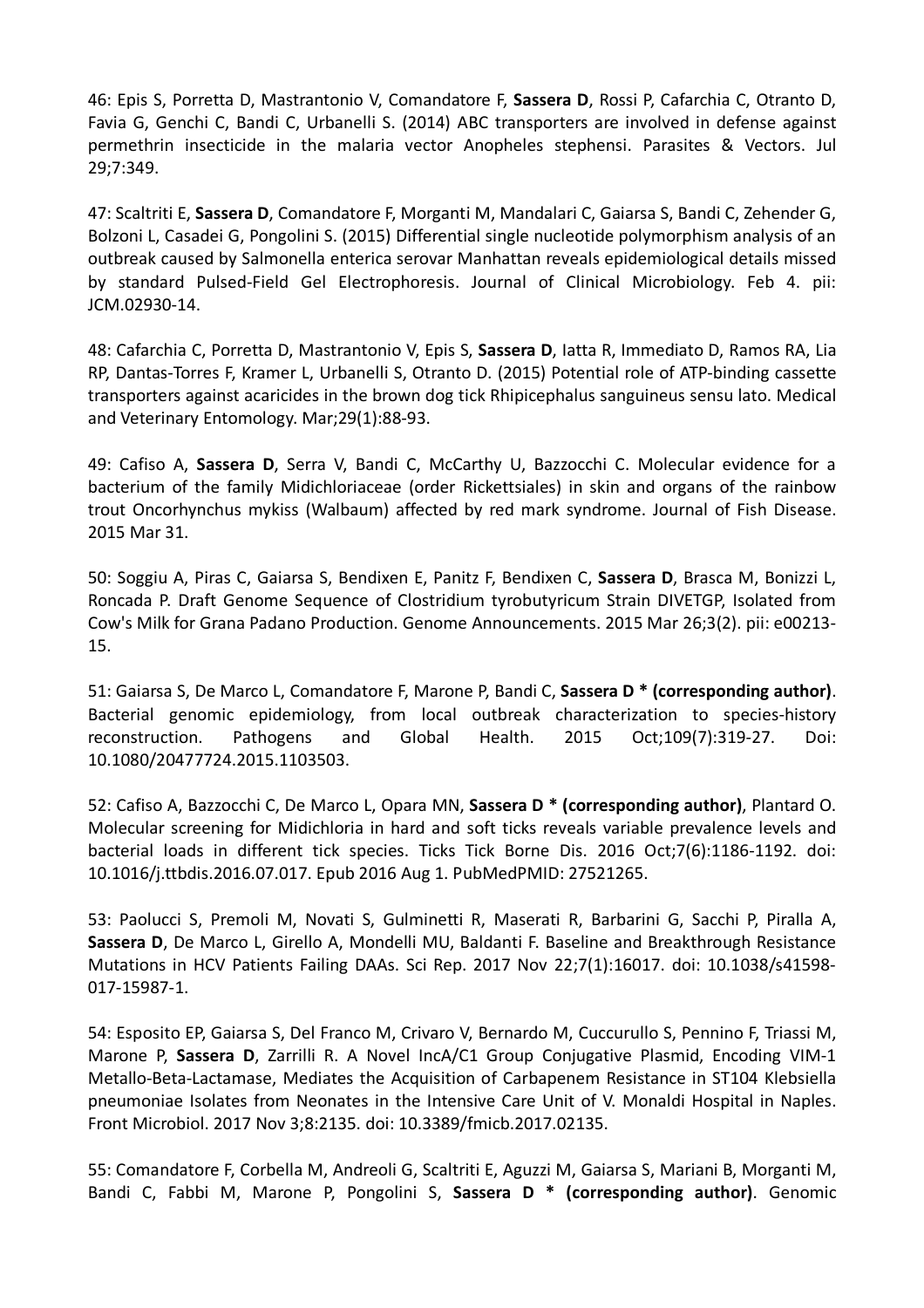46: Epis S, Porretta D, Mastrantonio V, Comandatore F, **Sassera D**, Rossi P, Cafarchia C, Otranto D, Favia G, Genchi C, Bandi C, Urbanelli S. (2014) ABC transporters are involved in defense against permethrin insecticide in the malaria vector Anopheles stephensi. Parasites & Vectors. Jul 29;7:349.

47: Scaltriti E, **Sassera D**, Comandatore F, Morganti M, Mandalari C, Gaiarsa S, Bandi C, Zehender G, Bolzoni L, Casadei G, Pongolini S. (2015) Differential single nucleotide polymorphism analysis of an outbreak caused by Salmonella enterica serovar Manhattan reveals epidemiological details missed by standard Pulsed-Field Gel Electrophoresis. Journal of Clinical Microbiology. Feb 4. pii: JCM.02930-14.

48: Cafarchia C, Porretta D, Mastrantonio V, Epis S, **Sassera D**, Iatta R, Immediato D, Ramos RA, Lia RP, Dantas-Torres F, Kramer L, Urbanelli S, Otranto D. (2015) Potential role of ATP-binding cassette transporters against acaricides in the brown dog tick Rhipicephalus sanguineus sensu lato. Medical and Veterinary Entomology. Mar;29(1):88-93.

49: Cafiso A, **Sassera D**, Serra V, Bandi C, McCarthy U, Bazzocchi C. Molecular evidence for a bacterium of the family Midichloriaceae (order Rickettsiales) in skin and organs of the rainbow trout Oncorhynchus mykiss (Walbaum) affected by red mark syndrome. Journal of Fish Disease. 2015 Mar 31.

50: Soggiu A, Piras C, Gaiarsa S, Bendixen E, Panitz F, Bendixen C, **Sassera D**, Brasca M, Bonizzi L, Roncada P. Draft Genome Sequence of Clostridium tyrobutyricum Strain DIVETGP, Isolated from Cow's Milk for Grana Padano Production. Genome Announcements. 2015 Mar 26;3(2). pii: e00213-15.

51: Gaiarsa S, De Marco L, Comandatore F, Marone P, Bandi C, **Sassera D * (corresponding author)**. Bacterial genomic epidemiology, from local outbreak characterization to species-history reconstruction. Pathogens and Global Health. 2015 Oct;109(7):319-27. Doi: 10.1080/20477724.2015.1103503.

52: Cafiso A, Bazzocchi C, De Marco L, Opara MN, **Sassera D * (corresponding author)**, Plantard O. Molecular screening for Midichloria in hard and soft ticks reveals variable prevalence levels and bacterial loads in different tick species. Ticks Tick Borne Dis. 2016 Oct;7(6):1186-1192. doi: 10.1016/j.ttbdis.2016.07.017. Epub 2016 Aug 1. PubMedPMID: 27521265.

53: Paolucci S, Premoli M, Novati S, Gulminetti R, Maserati R, Barbarini G, Sacchi P, Piralla A, **Sassera D**, De Marco L, Girello A, Mondelli MU, Baldanti F. Baseline and Breakthrough Resistance Mutations in HCV Patients Failing DAAs. Sci Rep. 2017 Nov 22;7(1):16017. doi: 10.1038/s41598-017-15987-1.

54: Esposito EP, Gaiarsa S, Del Franco M, Crivaro V, Bernardo M, Cuccurullo S, Pennino F, Triassi M, Marone P, **Sassera D**, Zarrilli R. A Novel IncA/C1 Group Conjugative Plasmid, Encoding VIM-1 Metallo-Beta-Lactamase, Mediates the Acquisition of Carbapenem Resistance in ST104 Klebsiella pneumoniae Isolates from Neonates in the Intensive Care Unit of V. Monaldi Hospital in Naples. Front Microbiol. 2017 Nov 3;8:2135. doi: 10.3389/fmicb.2017.02135.

55: Comandatore F, Corbella M, Andreoli G, Scaltriti E, Aguzzi M, Gaiarsa S, Mariani B, Morganti M, Bandi C, Fabbi M, Marone P, Pongolini S, **Sassera D * (corresponding author)**. Genomic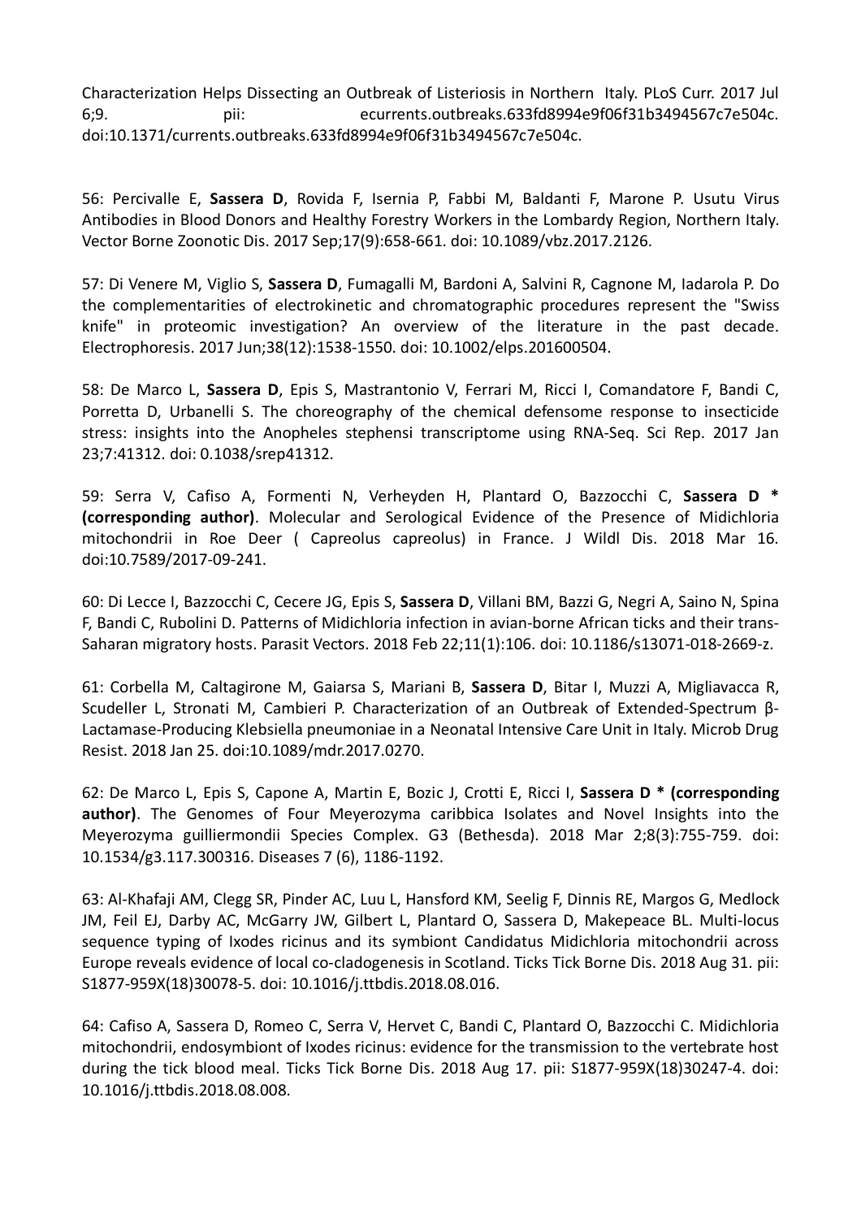Characterization Helps Dissecting an Outbreak of Listeriosis in Northern Italy. PLoS Curr. 2017 Jul 6;9. pii: ecurrents.outbreaks.633fd8994e9f06f31b3494567c7e504c. doi:10.1371/currents.outbreaks.633fd8994e9f06f31b3494567c7e504c.

56: Percivalle E, **Sassera D**, Rovida F, Isernia P, Fabbi M, Baldanti F, Marone P. Usutu Virus Antibodies in Blood Donors and Healthy Forestry Workers in the Lombardy Region, Northern Italy. Vector Borne Zoonotic Dis. 2017 Sep;17(9):658-661. doi: 10.1089/vbz.2017.2126.

57: Di Venere M, Viglio S, **Sassera D**, Fumagalli M, Bardoni A, Salvini R, Cagnone M, Iadarola P. Do the complementarities of electrokinetic and chromatographic procedures represent the "Swiss knife" in proteomic investigation? An overview of the literature in the past decade. Electrophoresis. 2017 Jun;38(12):1538-1550. doi: 10.1002/elps.201600504.

58: De Marco L, **Sassera D**, Epis S, Mastrantonio V, Ferrari M, Ricci I, Comandatore F, Bandi C, Porretta D, Urbanelli S. The choreography of the chemical defensome response to insecticide stress: insights into the Anopheles stephensi transcriptome using RNA-Seq. Sci Rep. 2017 Jan 23;7:41312. doi: 0.1038/srep41312.

59: Serra V, Cafiso A, Formenti N, Verheyden H, Plantard O, Bazzocchi C, **Sassera D * (corresponding author)**. Molecular and Serological Evidence of the Presence of Midichloria mitochondrii in Roe Deer ( Capreolus capreolus) in France. J Wildl Dis. 2018 Mar 16. doi:10.7589/2017-09-241.

60: Di Lecce I, Bazzocchi C, Cecere JG, Epis S, **Sassera D**, Villani BM, Bazzi G, Negri A, Saino N, Spina F, Bandi C, Rubolini D. Patterns of Midichloria infection in avian-borne African ticks and their trans-Saharan migratory hosts. Parasit Vectors. 2018 Feb 22;11(1):106. doi: 10.1186/s13071-018-2669-z.

61: Corbella M, Caltagirone M, Gaiarsa S, Mariani B, **Sassera D**, Bitar I, Muzzi A, Migliavacca R, Scudeller L, Stronati M, Cambieri P. Characterization of an Outbreak of Extended-Spectrum β-Lactamase-Producing Klebsiella pneumoniae in a Neonatal Intensive Care Unit in Italy. Microb Drug Resist. 2018 Jan 25. doi:10.1089/mdr.2017.0270.

62: De Marco L, Epis S, Capone A, Martin E, Bozic J, Crotti E, Ricci I, **Sassera D * (corresponding author)**. The Genomes of Four Meyerozyma caribbica Isolates and Novel Insights into the Meyerozyma guilliermondii Species Complex. G3 (Bethesda). 2018 Mar 2;8(3):755-759. doi: 10.1534/g3.117.300316. Diseases 7 (6), 1186-1192.

63: Al-Khafaji AM, Clegg SR, Pinder AC, Luu L, Hansford KM, Seelig F, Dinnis RE, Margos G, Medlock JM, Feil EJ, Darby AC, McGarry JW, Gilbert L, Plantard O, Sassera D, Makepeace BL. Multi-locus sequence typing of Ixodes ricinus and its symbiont Candidatus Midichloria mitochondrii across Europe reveals evidence of local co-cladogenesis in Scotland. Ticks Tick Borne Dis. 2018 Aug 31. pii: S1877-959X(18)30078-5. doi: 10.1016/j.ttbdis.2018.08.016.

64: Cafiso A, Sassera D, Romeo C, Serra V, Hervet C, Bandi C, Plantard O, Bazzocchi C. Midichloria mitochondrii, endosymbiont of Ixodes ricinus: evidence for the transmission to the vertebrate host during the tick blood meal. Ticks Tick Borne Dis. 2018 Aug 17. pii: S1877-959X(18)30247-4. doi: 10.1016/j.ttbdis.2018.08.008.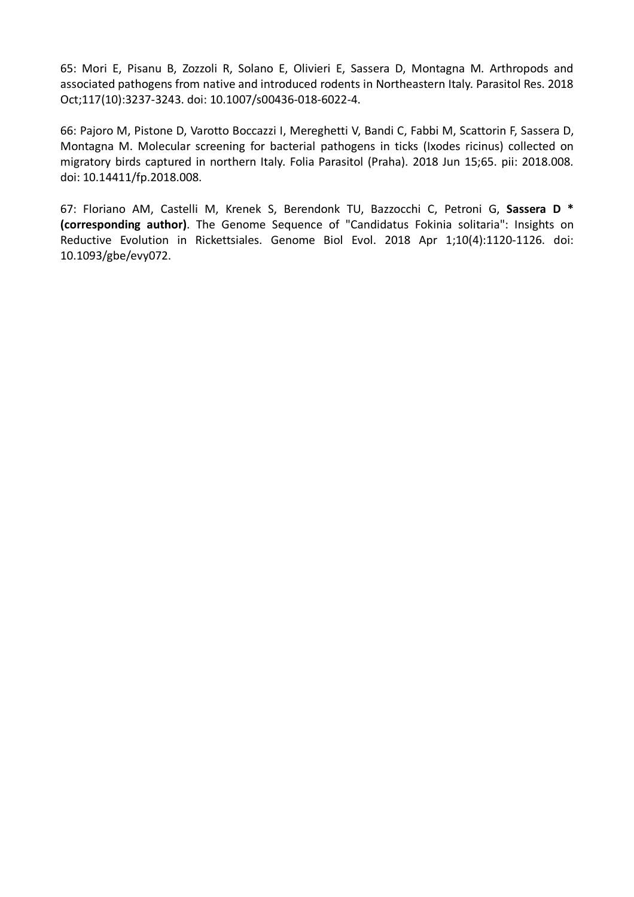65: Mori E, Pisanu B, Zozzoli R, Solano E, Olivieri E, Sassera D, Montagna M. Arthropods and associated pathogens from native and introduced rodents in Northeastern Italy. Parasitol Res. 2018 Oct;117(10):3237-3243. doi: 10.1007/s00436-018-6022-4.

66: Pajoro M, Pistone D, Varotto Boccazzi I, Mereghetti V, Bandi C, Fabbi M, Scattorin F, Sassera D, Montagna M. Molecular screening for bacterial pathogens in ticks (Ixodes ricinus) collected on migratory birds captured in northern Italy. Folia Parasitol (Praha). 2018 Jun 15;65. pii: 2018.008. doi: 10.14411/fp.2018.008.

67: Floriano AM, Castelli M, Krenek S, Berendonk TU, Bazzocchi C, Petroni G, **Sassera D * (corresponding author)**. The Genome Sequence of "Candidatus Fokinia solitaria": Insights on Reductive Evolution in Rickettsiales. Genome Biol Evol. 2018 Apr 1;10(4):1120-1126. doi: 10.1093/gbe/evy072.